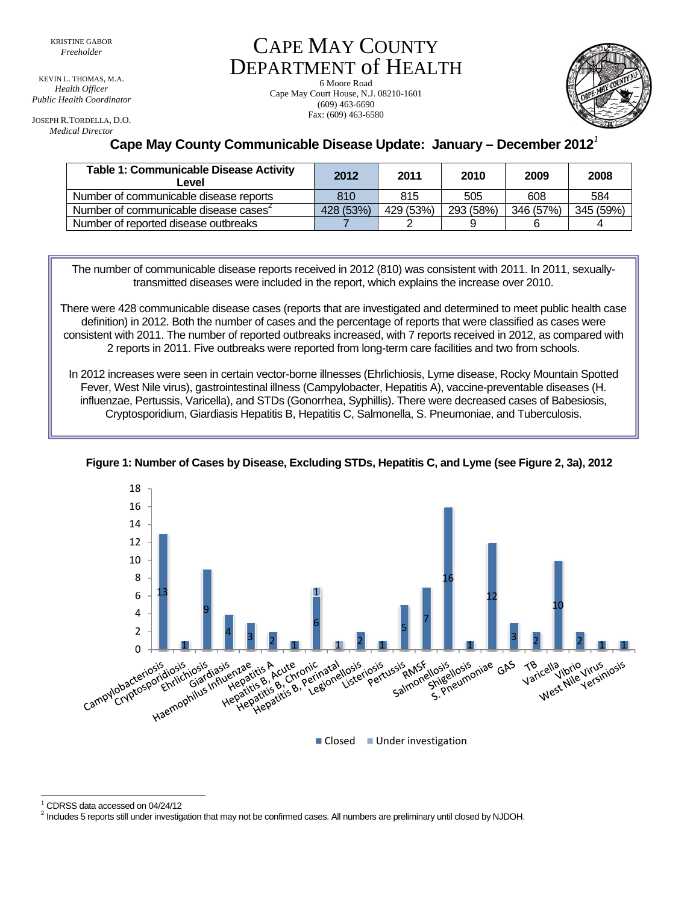KRISTINE GABOR
*Freeholder*

KEVIN L. THOMAS, M.A.
*Health Officer*
*Public Health Coordinator*

JOSEPH R.TORDELLA, D.O.
*Medical Director*

# CAPE MAY COUNTY DEPARTMENT of HEALTH

6 Moore Road
Cape May Court House, N.J. 08210-1601
(609) 463-6690
Fax: (609) 463-6580

## Cape May County Communicable Disease Update: January – December 2012[1]

| Table 1: Communicable Disease Activity Level | 2012 | 2011 | 2010 | 2009 | 2008 |
|---|---|---|---|---|---|
| Number of communicable disease reports | 810 | 815 | 505 | 608 | 584 |
| Number of communicable disease cases[2] | 428 (53%) | 429 (53%) | 293 (58%) | 346 (57%) | 345 (59%) |
| Number of reported disease outbreaks | 7 | 2 | 9 | 6 | 4 |

The number of communicable disease reports received in 2012 (810) was consistent with 2011. In 2011, sexually-transmitted diseases were included in the report, which explains the increase over 2010.

There were 428 communicable disease cases (reports that are investigated and determined to meet public health case definition) in 2012. Both the number of cases and the percentage of reports that were classified as cases were consistent with 2011. The number of reported outbreaks increased, with 7 reports received in 2012, as compared with 2 reports in 2011. Five outbreaks were reported from long-term care facilities and two from schools.

In 2012 increases were seen in certain vector-borne illnesses (Ehrlichiosis, Lyme disease, Rocky Mountain Spotted Fever, West Nile virus), gastrointestinal illness (Campylobacter, Hepatitis A), vaccine-preventable diseases (H. influenzae, Pertussis, Varicella), and STDs (Gonorrhea, Syphillis). There were decreased cases of Babesiosis, Cryptosporidium, Giardiasis Hepatitis B, Hepatitis C, Salmonella, S. Pneumoniae, and Tuberculosis.

**Figure 1: Number of Cases by Disease, Excluding STDs, Hepatitis C, and Lyme (see Figure 2, 3a), 2012**

| Disease | Closed | Under investigation |
|---|---|---|
| Campylobacteriosis | 13 | |
| Cryptosporidiosis | 1 | |
| Ehrlichiosis | 9 | |
| Giardiasis | 4 | |
| Haemophilus Influenzae | 3 | |
| Hepatitis A | 2 | |
| Hepatitis B, Acute | 1 | |
| Hepatitis B, Chronic | 6 | 1 |
| Hepatitis B, Perinatal | | 1 |
| Legionellosis | 2 | |
| Listeriosis | 1 | |
| Pertussis | 5 | |
| RMSF | 7 | |
| Salmonellosis | 16 | |
| Shigellosis | 1 | |
| S. Pneumoniae | 12 | |
| GAS | 3 | |
| TB | 2 | |
| Varicella | 10 | |
| Vibrio | 2 | |
| West Nile Virus | 1 | |
| Yersiniosis | 1 | |

[1] CDRSS data accessed on 04/24/12

[2] Includes 5 reports still under investigation that may not be confirmed cases. All numbers are preliminary until closed by NJDOH.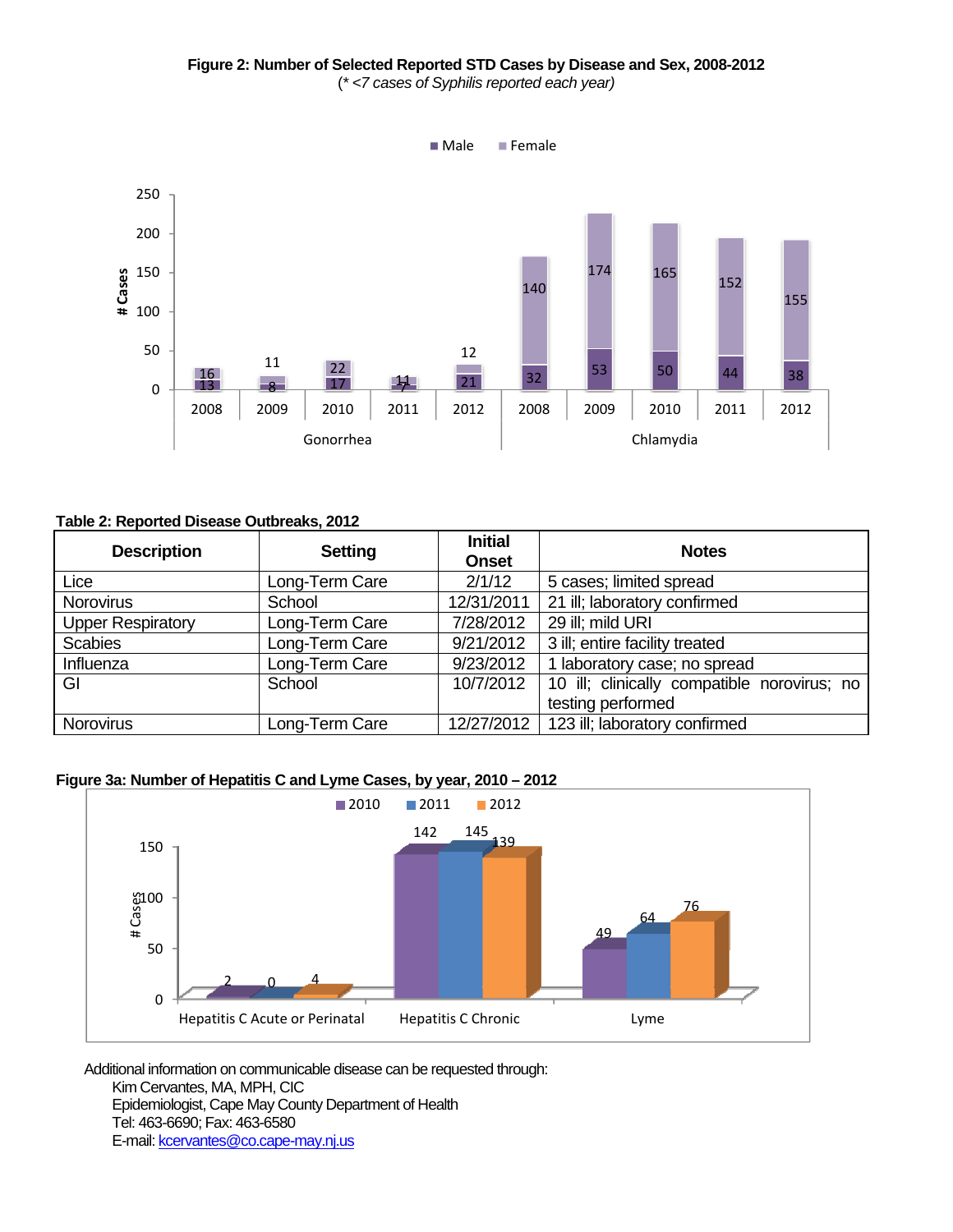**Figure 2: Number of Selected Reported STD Cases by Disease and Sex, 2008-2012**

*(\* <7 cases of Syphilis reported each year)*

| Disease | Year | Male | Female |
|---|---|---|---|
| Gonorrhea | 2008 | 13 | 16 |
| Gonorrhea | 2009 | 8 | 11 |
| Gonorrhea | 2010 | 17 | 22 |
| Gonorrhea | 2011 | 7 | 11 |
| Gonorrhea | 2012 | 21 | 12 |
| Chlamydia | 2008 | 32 | 140 |
| Chlamydia | 2009 | 53 | 174 |
| Chlamydia | 2010 | 50 | 165 |
| Chlamydia | 2011 | 44 | 152 |
| Chlamydia | 2012 | 38 | 155 |

**Table 2: Reported Disease Outbreaks, 2012**

| Description | Setting | Initial Onset | Notes |
|---|---|---|---|
| Lice | Long-Term Care | 2/1/12 | 5 cases; limited spread |
| Norovirus | School | 12/31/2011 | 21 ill; laboratory confirmed |
| Upper Respiratory | Long-Term Care | 7/28/2012 | 29 ill; mild URI |
| Scabies | Long-Term Care | 9/21/2012 | 3 ill; entire facility treated |
| Influenza | Long-Term Care | 9/23/2012 | 1 laboratory case; no spread |
| GI | School | 10/7/2012 | 10 ill; clinically compatible norovirus; no testing performed |
| Norovirus | Long-Term Care | 12/27/2012 | 123 ill; laboratory confirmed |

**Figure 3a: Number of Hepatitis C and Lyme Cases, by year, 2010 – 2012**

| | 2010 | 2011 | 2012 |
|---|---|---|---|
| Hepatitis C Acute or Perinatal | 2 | 0 | 4 |
| Hepatitis C Chronic | 142 | 145 | 139 |
| Lyme | 49 | 64 | 76 |

Additional information on communicable disease can be requested through:

Kim Cervantes, MA, MPH, CIC
Epidemiologist, Cape May County Department of Health
Tel: 463-6690; Fax: 463-6580
E-mail: kcervantes@co.cape-may.nj.us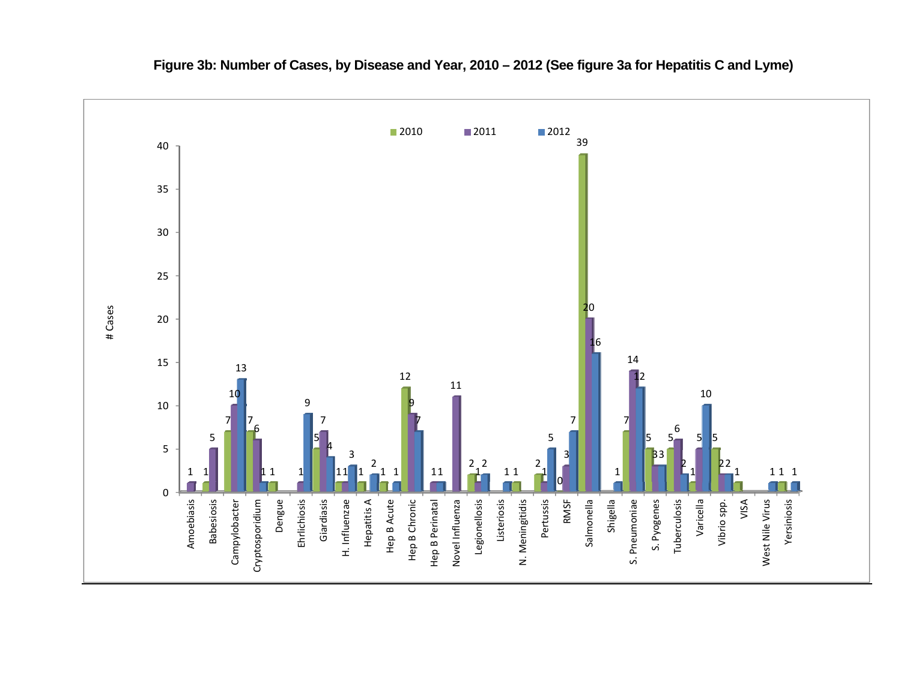**Figure 3b: Number of Cases, by Disease and Year, 2010 – 2012 (See figure 3a for Hepatitis C and Lyme)**

2010
2011
2012

# Cases

0
5
10
15
20
25
30
35
40

1 5 7 10 13 7 6 1 1 1 9 5 7 4 1 1 3 1 2 1 1 12 9 7 1 1 11 2 1 2 1 1 2 1 5 0 3 7 39 20 16 1 7 14 12 5 3 3 5 6 2 1 5 10 5 2 2 1 1 1 1

Amoebiasis
Babesiosis
Campylobacter
Cryptosporidium
Dengue
Ehrlichiosis
Giardiasis
H. Influenzae
Hepatitis A
Hep B Acute
Hep B Chronic
Hep B Perinatal
Novel Influenza
Legionellosis
Listeriosis
N. Meningitidis
Pertussis
RMSF
Salmonella
Shigella
S. Pneumoniae
S. Pyogenes
Tuberculosis
Varicella
Vibrio spp.
VISA
West Nile Virus
Yersiniosis